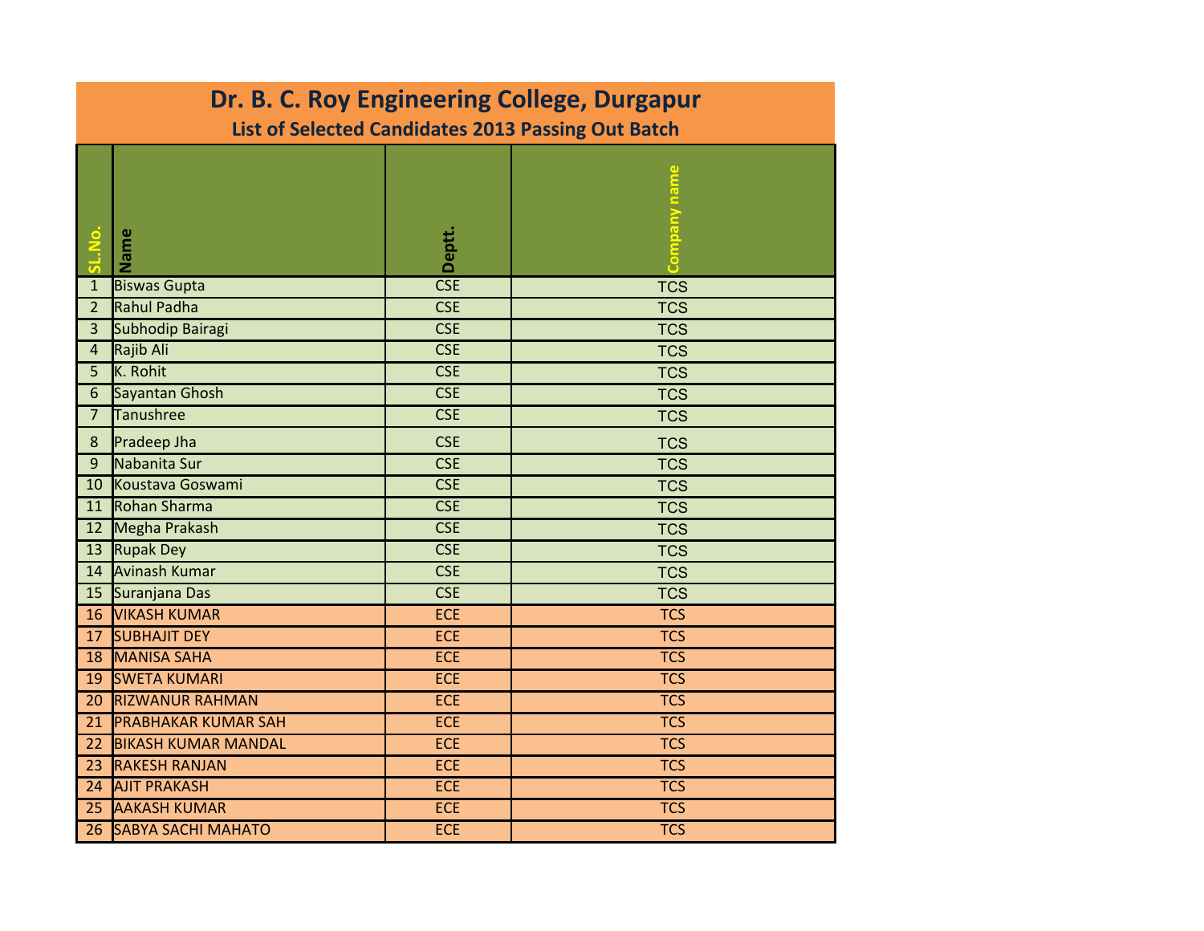# Dr. B. C. Roy Engineering College, Durgapur

## List of Selected Candidates 2013 Passing Out Batch

| SL.No. | Name | Deptt. | Company name |
|---|---|---|---|
| 1 | Biswas Gupta | CSE | TCS |
| 2 | Rahul Padha | CSE | TCS |
| 3 | Subhodip Bairagi | CSE | TCS |
| 4 | Rajib Ali | CSE | TCS |
| 5 | K. Rohit | CSE | TCS |
| 6 | Sayantan Ghosh | CSE | TCS |
| 7 | Tanushree | CSE | TCS |
| 8 | Pradeep Jha | CSE | TCS |
| 9 | Nabanita Sur | CSE | TCS |
| 10 | Koustava Goswami | CSE | TCS |
| 11 | Rohan Sharma | CSE | TCS |
| 12 | Megha Prakash | CSE | TCS |
| 13 | Rupak Dey | CSE | TCS |
| 14 | Avinash Kumar | CSE | TCS |
| 15 | Suranjana Das | CSE | TCS |
| 16 | VIKASH KUMAR | ECE | TCS |
| 17 | SUBHAJIT DEY | ECE | TCS |
| 18 | MANISA SAHA | ECE | TCS |
| 19 | SWETA KUMARI | ECE | TCS |
| 20 | RIZWANUR RAHMAN | ECE | TCS |
| 21 | PRABHAKAR KUMAR SAH | ECE | TCS |
| 22 | BIKASH KUMAR MANDAL | ECE | TCS |
| 23 | RAKESH RANJAN | ECE | TCS |
| 24 | AJIT PRAKASH | ECE | TCS |
| 25 | AAKASH KUMAR | ECE | TCS |
| 26 | SABYA SACHI MAHATO | ECE | TCS |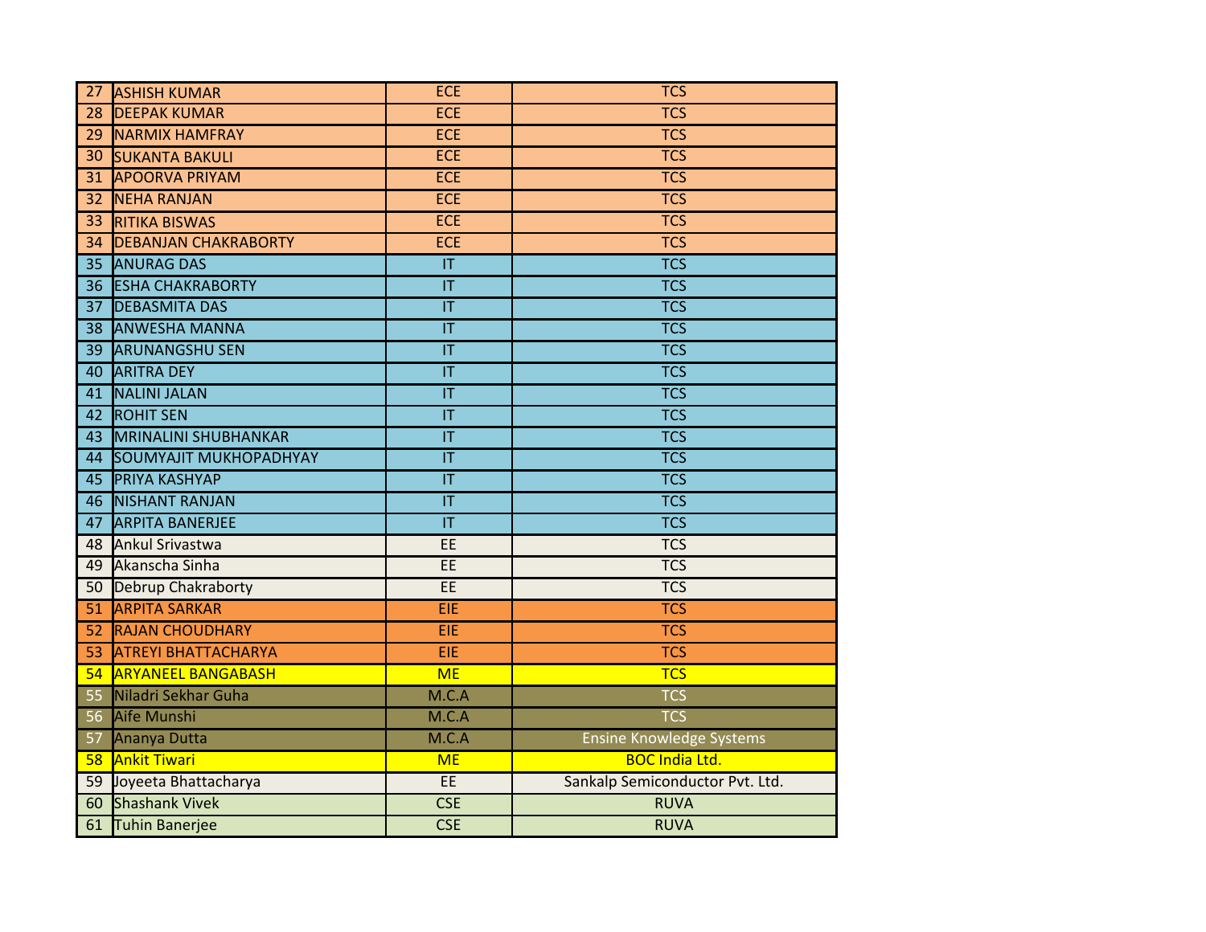| | | | |
|---|---|---|---|
| 27 | ASHISH KUMAR | ECE | TCS |
| 28 | DEEPAK KUMAR | ECE | TCS |
| 29 | NARMIX HAMFRAY | ECE | TCS |
| 30 | SUKANTA BAKULI | ECE | TCS |
| 31 | APOORVA PRIYAM | ECE | TCS |
| 32 | NEHA RANJAN | ECE | TCS |
| 33 | RITIKA BISWAS | ECE | TCS |
| 34 | DEBANJAN CHAKRABORTY | ECE | TCS |
| 35 | ANURAG DAS | IT | TCS |
| 36 | ESHA CHAKRABORTY | IT | TCS |
| 37 | DEBASMITA DAS | IT | TCS |
| 38 | ANWESHA MANNA | IT | TCS |
| 39 | ARUNANGSHU SEN | IT | TCS |
| 40 | ARITRA DEY | IT | TCS |
| 41 | NALINI JALAN | IT | TCS |
| 42 | ROHIT SEN | IT | TCS |
| 43 | MRINALINI SHUBHANKAR | IT | TCS |
| 44 | SOUMYAJIT MUKHOPADHYAY | IT | TCS |
| 45 | PRIYA KASHYAP | IT | TCS |
| 46 | NISHANT RANJAN | IT | TCS |
| 47 | ARPITA BANERJEE | IT | TCS |
| 48 | Ankul Srivastwa | EE | TCS |
| 49 | Akanscha Sinha | EE | TCS |
| 50 | Debrup Chakraborty | EE | TCS |
| 51 | ARPITA SARKAR | EIE | TCS |
| 52 | RAJAN CHOUDHARY | EIE | TCS |
| 53 | ATREYI BHATTACHARYA | EIE | TCS |
| 54 | ARYANEEL BANGABASH | ME | TCS |
| 55 | Niladri Sekhar Guha | M.C.A | TCS |
| 56 | Aife Munshi | M.C.A | TCS |
| 57 | Ananya Dutta | M.C.A | Ensine Knowledge Systems |
| 58 | Ankit Tiwari | ME | BOC India Ltd. |
| 59 | Joyeeta Bhattacharya | EE | Sankalp Semiconductor Pvt. Ltd. |
| 60 | Shashank Vivek | CSE | RUVA |
| 61 | Tuhin Banerjee | CSE | RUVA |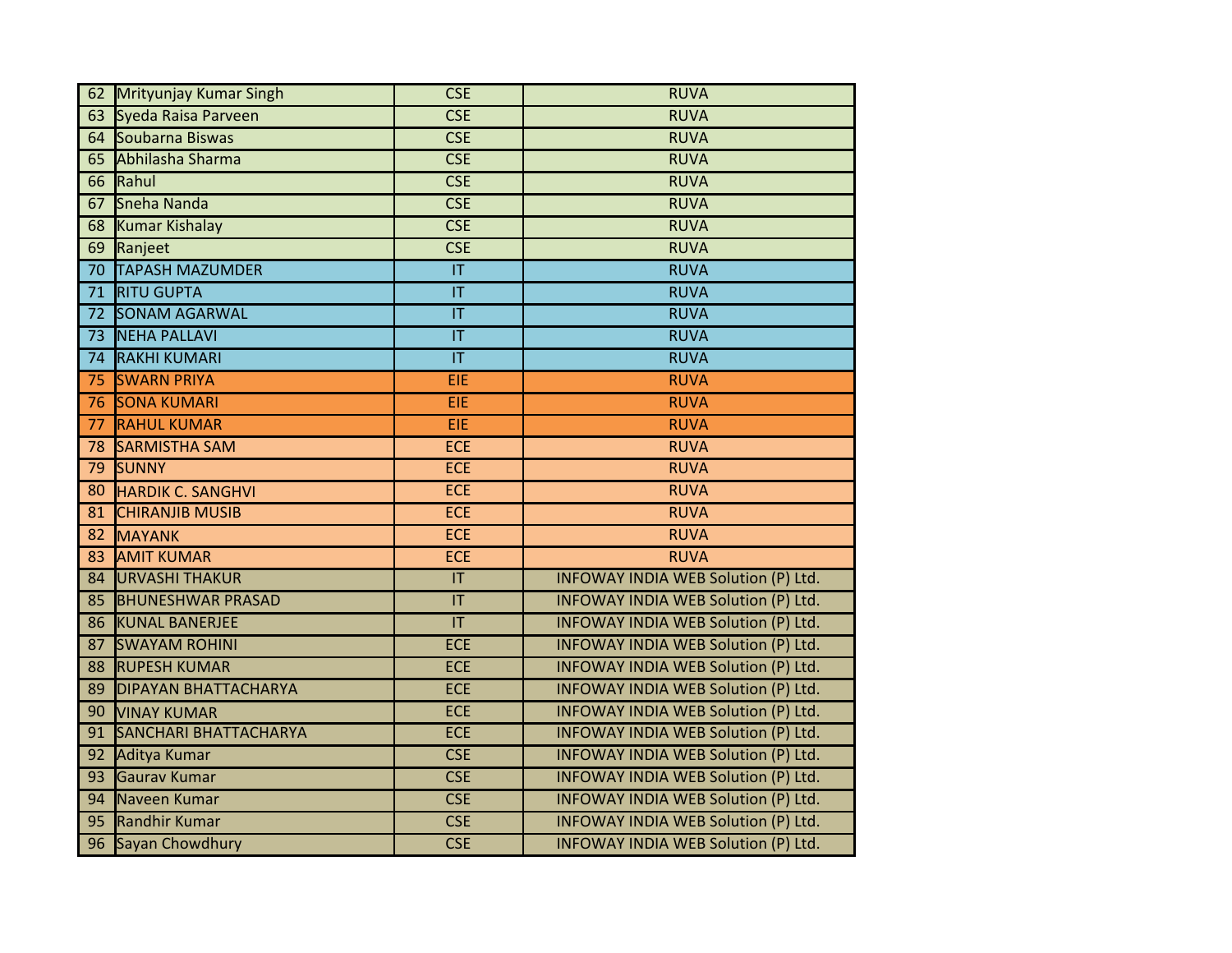| | | | |
|---|---|---|---|
| 62 | Mrityunjay Kumar Singh | CSE | RUVA |
| 63 | Syeda Raisa Parveen | CSE | RUVA |
| 64 | Soubarna Biswas | CSE | RUVA |
| 65 | Abhilasha Sharma | CSE | RUVA |
| 66 | Rahul | CSE | RUVA |
| 67 | Sneha Nanda | CSE | RUVA |
| 68 | Kumar Kishalay | CSE | RUVA |
| 69 | Ranjeet | CSE | RUVA |
| 70 | TAPASH MAZUMDER | IT | RUVA |
| 71 | RITU GUPTA | IT | RUVA |
| 72 | SONAM AGARWAL | IT | RUVA |
| 73 | NEHA PALLAVI | IT | RUVA |
| 74 | RAKHI KUMARI | IT | RUVA |
| 75 | SWARN PRIYA | EIE | RUVA |
| 76 | SONA KUMARI | EIE | RUVA |
| 77 | RAHUL KUMAR | EIE | RUVA |
| 78 | SARMISTHA SAM | ECE | RUVA |
| 79 | SUNNY | ECE | RUVA |
| 80 | HARDIK C. SANGHVI | ECE | RUVA |
| 81 | CHIRANJIB MUSIB | ECE | RUVA |
| 82 | MAYANK | ECE | RUVA |
| 83 | AMIT KUMAR | ECE | RUVA |
| 84 | URVASHI THAKUR | IT | INFOWAY INDIA WEB Solution (P) Ltd. |
| 85 | BHUNESHWAR PRASAD | IT | INFOWAY INDIA WEB Solution (P) Ltd. |
| 86 | KUNAL BANERJEE | IT | INFOWAY INDIA WEB Solution (P) Ltd. |
| 87 | SWAYAM ROHINI | ECE | INFOWAY INDIA WEB Solution (P) Ltd. |
| 88 | RUPESH KUMAR | ECE | INFOWAY INDIA WEB Solution (P) Ltd. |
| 89 | DIPAYAN BHATTACHARYA | ECE | INFOWAY INDIA WEB Solution (P) Ltd. |
| 90 | VINAY KUMAR | ECE | INFOWAY INDIA WEB Solution (P) Ltd. |
| 91 | SANCHARI BHATTACHARYA | ECE | INFOWAY INDIA WEB Solution (P) Ltd. |
| 92 | Aditya Kumar | CSE | INFOWAY INDIA WEB Solution (P) Ltd. |
| 93 | Gaurav Kumar | CSE | INFOWAY INDIA WEB Solution (P) Ltd. |
| 94 | Naveen Kumar | CSE | INFOWAY INDIA WEB Solution (P) Ltd. |
| 95 | Randhir Kumar | CSE | INFOWAY INDIA WEB Solution (P) Ltd. |
| 96 | Sayan Chowdhury | CSE | INFOWAY INDIA WEB Solution (P) Ltd. |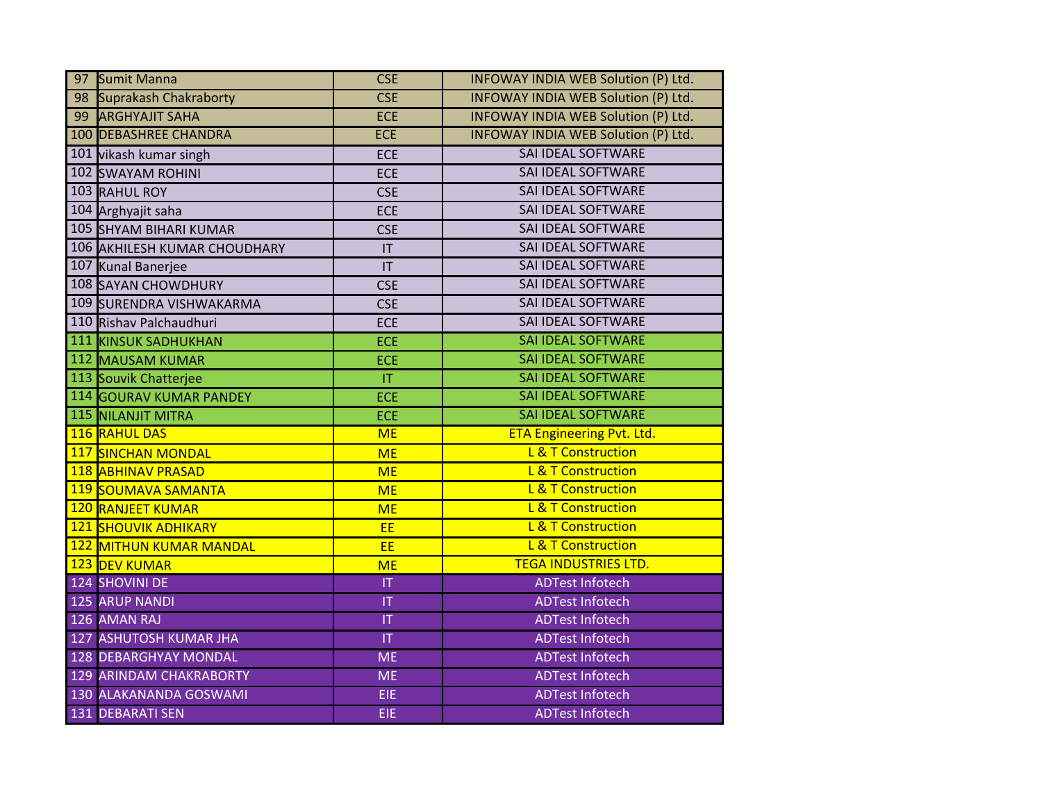| | | | |
|---|---|---|---|
| 97 | Sumit Manna | CSE | INFOWAY INDIA WEB Solution (P) Ltd. |
| 98 | Suprakash Chakraborty | CSE | INFOWAY INDIA WEB Solution (P) Ltd. |
| 99 | ARGHYAJIT SAHA | ECE | INFOWAY INDIA WEB Solution (P) Ltd. |
| 100 | DEBASHREE CHANDRA | ECE | INFOWAY INDIA WEB Solution (P) Ltd. |
| 101 | vikash kumar singh | ECE | SAI IDEAL SOFTWARE |
| 102 | SWAYAM ROHINI | ECE | SAI IDEAL SOFTWARE |
| 103 | RAHUL ROY | CSE | SAI IDEAL SOFTWARE |
| 104 | Arghyajit saha | ECE | SAI IDEAL SOFTWARE |
| 105 | SHYAM BIHARI KUMAR | CSE | SAI IDEAL SOFTWARE |
| 106 | AKHILESH KUMAR CHOUDHARY | IT | SAI IDEAL SOFTWARE |
| 107 | Kunal Banerjee | IT | SAI IDEAL SOFTWARE |
| 108 | SAYAN CHOWDHURY | CSE | SAI IDEAL SOFTWARE |
| 109 | SURENDRA VISHWAKARMA | CSE | SAI IDEAL SOFTWARE |
| 110 | Rishav Palchaudhuri | ECE | SAI IDEAL SOFTWARE |
| 111 | KINSUK SADHUKHAN | ECE | SAI IDEAL SOFTWARE |
| 112 | MAUSAM KUMAR | ECE | SAI IDEAL SOFTWARE |
| 113 | Souvik Chatterjee | IT | SAI IDEAL SOFTWARE |
| 114 | GOURAV KUMAR PANDEY | ECE | SAI IDEAL SOFTWARE |
| 115 | NILANJIT MITRA | ECE | SAI IDEAL SOFTWARE |
| 116 | RAHUL DAS | ME | ETA Engineering Pvt. Ltd. |
| 117 | SINCHAN MONDAL | ME | L & T Construction |
| 118 | ABHINAV PRASAD | ME | L & T Construction |
| 119 | SOUMAVA SAMANTA | ME | L & T Construction |
| 120 | RANJEET KUMAR | ME | L & T Construction |
| 121 | SHOUVIK ADHIKARY | EE | L & T Construction |
| 122 | MITHUN KUMAR MANDAL | EE | L & T Construction |
| 123 | DEV KUMAR | ME | TEGA INDUSTRIES LTD. |
| 124 | SHOVINI DE | IT | ADTest Infotech |
| 125 | ARUP NANDI | IT | ADTest Infotech |
| 126 | AMAN RAJ | IT | ADTest Infotech |
| 127 | ASHUTOSH KUMAR JHA | IT | ADTest Infotech |
| 128 | DEBARGHYAY MONDAL | ME | ADTest Infotech |
| 129 | ARINDAM CHAKRABORTY | ME | ADTest Infotech |
| 130 | ALAKANANDA GOSWAMI | EIE | ADTest Infotech |
| 131 | DEBARATI SEN | EIE | ADTest Infotech |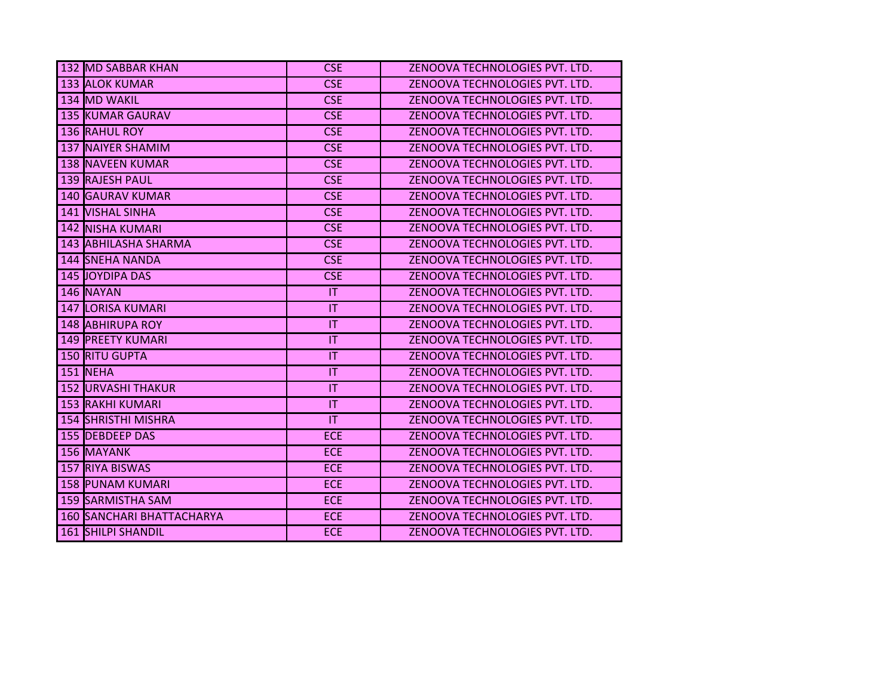| | | | |
|---|---|---|---|
| 132 | MD SABBAR KHAN | CSE | ZENOOVA TECHNOLOGIES PVT. LTD. |
| 133 | ALOK KUMAR | CSE | ZENOOVA TECHNOLOGIES PVT. LTD. |
| 134 | MD WAKIL | CSE | ZENOOVA TECHNOLOGIES PVT. LTD. |
| 135 | KUMAR GAURAV | CSE | ZENOOVA TECHNOLOGIES PVT. LTD. |
| 136 | RAHUL ROY | CSE | ZENOOVA TECHNOLOGIES PVT. LTD. |
| 137 | NAIYER SHAMIM | CSE | ZENOOVA TECHNOLOGIES PVT. LTD. |
| 138 | NAVEEN KUMAR | CSE | ZENOOVA TECHNOLOGIES PVT. LTD. |
| 139 | RAJESH PAUL | CSE | ZENOOVA TECHNOLOGIES PVT. LTD. |
| 140 | GAURAV KUMAR | CSE | ZENOOVA TECHNOLOGIES PVT. LTD. |
| 141 | VISHAL SINHA | CSE | ZENOOVA TECHNOLOGIES PVT. LTD. |
| 142 | NISHA KUMARI | CSE | ZENOOVA TECHNOLOGIES PVT. LTD. |
| 143 | ABHILASHA SHARMA | CSE | ZENOOVA TECHNOLOGIES PVT. LTD. |
| 144 | SNEHA NANDA | CSE | ZENOOVA TECHNOLOGIES PVT. LTD. |
| 145 | JOYDIPA DAS | CSE | ZENOOVA TECHNOLOGIES PVT. LTD. |
| 146 | NAYAN | IT | ZENOOVA TECHNOLOGIES PVT. LTD. |
| 147 | LORISA KUMARI | IT | ZENOOVA TECHNOLOGIES PVT. LTD. |
| 148 | ABHIRUPA ROY | IT | ZENOOVA TECHNOLOGIES PVT. LTD. |
| 149 | PREETY KUMARI | IT | ZENOOVA TECHNOLOGIES PVT. LTD. |
| 150 | RITU GUPTA | IT | ZENOOVA TECHNOLOGIES PVT. LTD. |
| 151 | NEHA | IT | ZENOOVA TECHNOLOGIES PVT. LTD. |
| 152 | URVASHI THAKUR | IT | ZENOOVA TECHNOLOGIES PVT. LTD. |
| 153 | RAKHI KUMARI | IT | ZENOOVA TECHNOLOGIES PVT. LTD. |
| 154 | SHRISTHI MISHRA | IT | ZENOOVA TECHNOLOGIES PVT. LTD. |
| 155 | DEBDEEP DAS | ECE | ZENOOVA TECHNOLOGIES PVT. LTD. |
| 156 | MAYANK | ECE | ZENOOVA TECHNOLOGIES PVT. LTD. |
| 157 | RIYA BISWAS | ECE | ZENOOVA TECHNOLOGIES PVT. LTD. |
| 158 | PUNAM KUMARI | ECE | ZENOOVA TECHNOLOGIES PVT. LTD. |
| 159 | SARMISTHA SAM | ECE | ZENOOVA TECHNOLOGIES PVT. LTD. |
| 160 | SANCHARI BHATTACHARYA | ECE | ZENOOVA TECHNOLOGIES PVT. LTD. |
| 161 | SHILPI SHANDIL | ECE | ZENOOVA TECHNOLOGIES PVT. LTD. |